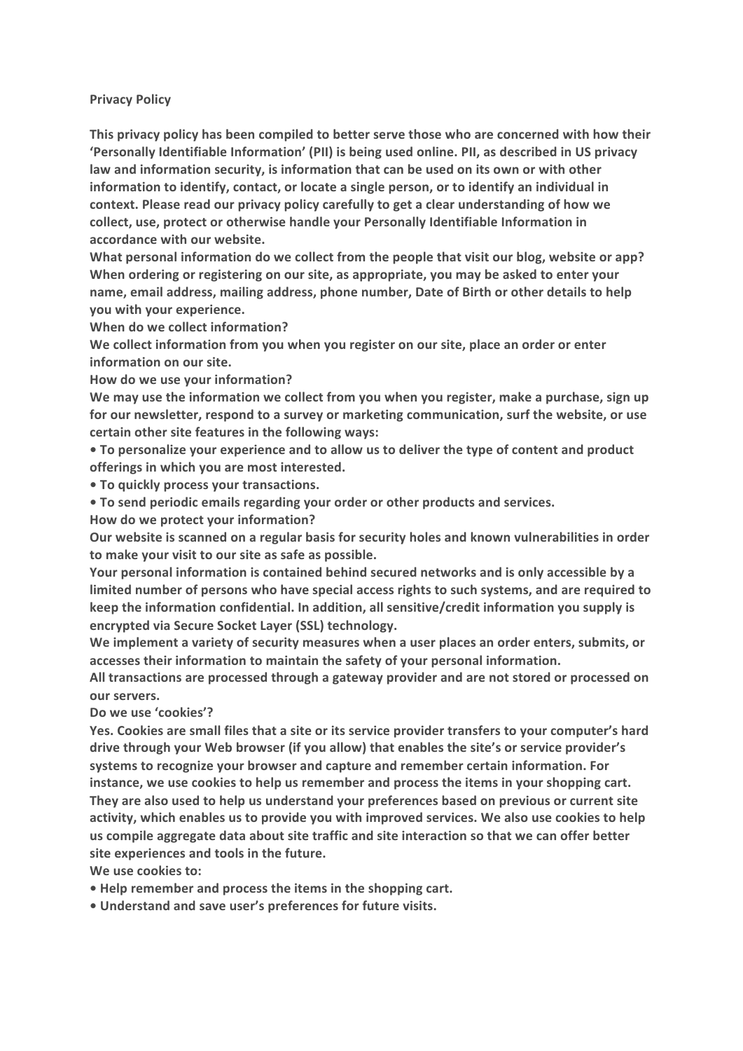# Privacy Policy

**This privacy policy has been compiled to better serve those who are concerned with how their 'Personally Identifiable Information' (PII) is being used online. PII, as described in US privacy law and information security, is information that can be used on its own or with other information to identify, contact, or locate a single person, or to identify an individual in context. Please read our privacy policy carefully to get a clear understanding of how we collect, use, protect or otherwise handle your Personally Identifiable Information in accordance with our website.**

**What personal information do we collect from the people that visit our blog, website or app?**

**When ordering or registering on our site, as appropriate, you may be asked to enter your name, email address, mailing address, phone number, Date of Birth or other details to help you with your experience.**

**When do we collect information?**

**We collect information from you when you register on our site, place an order or enter information on our site.**

**How do we use your information?**

**We may use the information we collect from you when you register, make a purchase, sign up for our newsletter, respond to a survey or marketing communication, surf the website, or use certain other site features in the following ways:**

- **To personalize your experience and to allow us to deliver the type of content and product offerings in which you are most interested.**
- **To quickly process your transactions.**
- **To send periodic emails regarding your order or other products and services.**

**How do we protect your information?**

**Our website is scanned on a regular basis for security holes and known vulnerabilities in order to make your visit to our site as safe as possible.**

**Your personal information is contained behind secured networks and is only accessible by a limited number of persons who have special access rights to such systems, and are required to keep the information confidential. In addition, all sensitive/credit information you supply is encrypted via Secure Socket Layer (SSL) technology.**

**We implement a variety of security measures when a user places an order enters, submits, or accesses their information to maintain the safety of your personal information.**

**All transactions are processed through a gateway provider and are not stored or processed on our servers.**

**Do we use 'cookies'?**

**Yes. Cookies are small files that a site or its service provider transfers to your computer's hard drive through your Web browser (if you allow) that enables the site's or service provider's systems to recognize your browser and capture and remember certain information. For instance, we use cookies to help us remember and process the items in your shopping cart. They are also used to help us understand your preferences based on previous or current site activity, which enables us to provide you with improved services. We also use cookies to help us compile aggregate data about site traffic and site interaction so that we can offer better site experiences and tools in the future.**

**We use cookies to:**

- **Help remember and process the items in the shopping cart.**
- **Understand and save user's preferences for future visits.**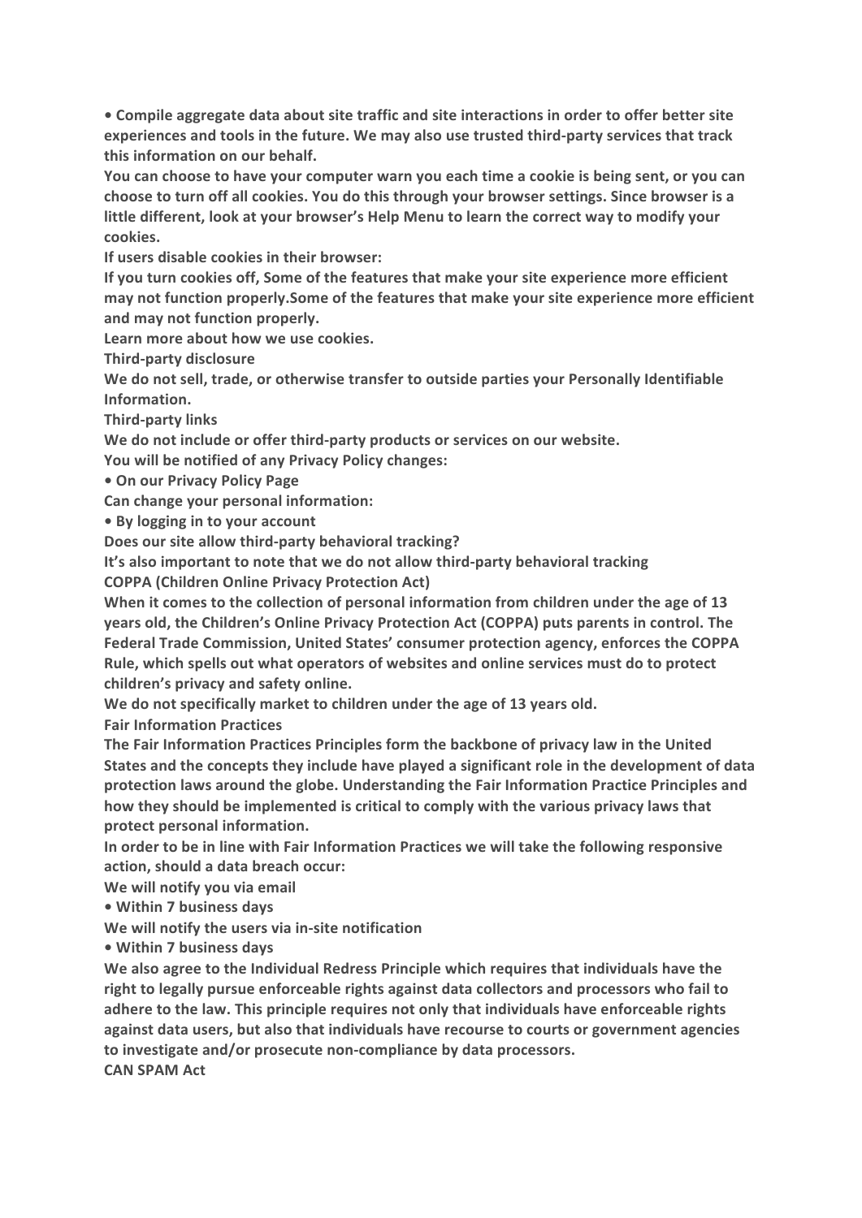**• Compile aggregate data about site traffic and site interactions in order to offer better site experiences and tools in the future. We may also use trusted third-party services that track this information on our behalf.**

**You can choose to have your computer warn you each time a cookie is being sent, or you can choose to turn off all cookies. You do this through your browser settings. Since browser is a little different, look at your browser's Help Menu to learn the correct way to modify your cookies.**

**If users disable cookies in their browser:**

**If you turn cookies off, Some of the features that make your site experience more efficient may not function properly.Some of the features that make your site experience more efficient and may not function properly.**

**Learn more about how we use cookies.**

**Third-party disclosure**

**We do not sell, trade, or otherwise transfer to outside parties your Personally Identifiable Information.**

**Third-party links**

**We do not include or offer third-party products or services on our website.**

**You will be notified of any Privacy Policy changes:**

**• On our Privacy Policy Page**

**Can change your personal information:**

**• By logging in to your account**

**Does our site allow third-party behavioral tracking?**

**It's also important to note that we do not allow third-party behavioral tracking**

**COPPA (Children Online Privacy Protection Act)**

**When it comes to the collection of personal information from children under the age of 13 years old, the Children's Online Privacy Protection Act (COPPA) puts parents in control. The Federal Trade Commission, United States' consumer protection agency, enforces the COPPA Rule, which spells out what operators of websites and online services must do to protect children's privacy and safety online.**

**We do not specifically market to children under the age of 13 years old.**

**Fair Information Practices**

**The Fair Information Practices Principles form the backbone of privacy law in the United States and the concepts they include have played a significant role in the development of data protection laws around the globe. Understanding the Fair Information Practice Principles and how they should be implemented is critical to comply with the various privacy laws that protect personal information.**

**In order to be in line with Fair Information Practices we will take the following responsive action, should a data breach occur:**

**We will notify you via email**

**• Within 7 business days**

**We will notify the users via in-site notification**

**• Within 7 business days**

**We also agree to the Individual Redress Principle which requires that individuals have the right to legally pursue enforceable rights against data collectors and processors who fail to adhere to the law. This principle requires not only that individuals have enforceable rights against data users, but also that individuals have recourse to courts or government agencies to investigate and/or prosecute non-compliance by data processors.**

**CAN SPAM Act**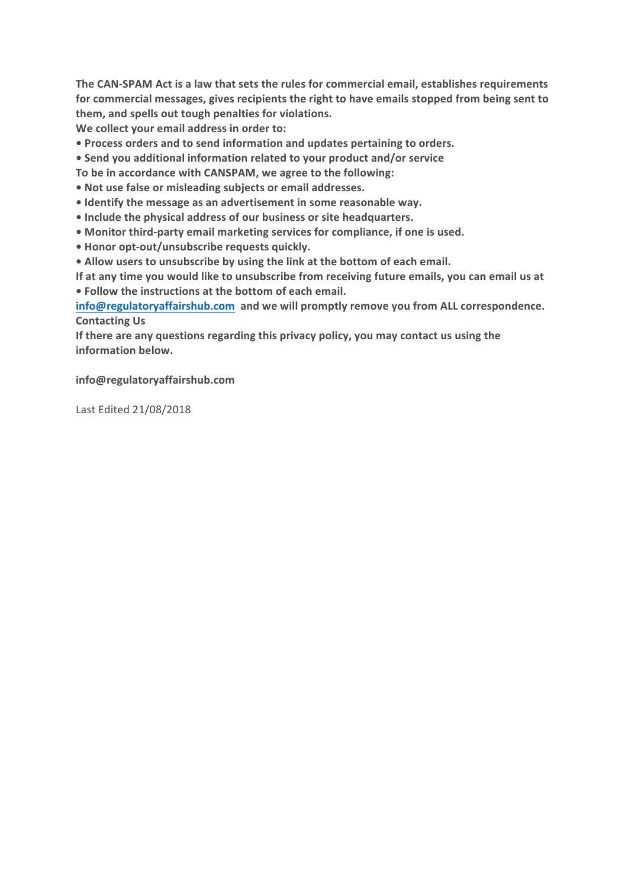**The CAN-SPAM Act is a law that sets the rules for commercial email, establishes requirements for commercial messages, gives recipients the right to have emails stopped from being sent to them, and spells out tough penalties for violations.**

**We collect your email address in order to:**

- **Process orders and to send information and updates pertaining to orders.**
- **Send you additional information related to your product and/or service**

**To be in accordance with CANSPAM, we agree to the following:**

- **Not use false or misleading subjects or email addresses.**
- **Identify the message as an advertisement in some reasonable way.**
- **Include the physical address of our business or site headquarters.**
- **Monitor third-party email marketing services for compliance, if one is used.**
- **Honor opt-out/unsubscribe requests quickly.**
- **Allow users to unsubscribe by using the link at the bottom of each email.**

**If at any time you would like to unsubscribe from receiving future emails, you can email us at**

- **Follow the instructions at the bottom of each email.**

**info@regulatoryaffairshub.com and we will promptly remove you from ALL correspondence.**

**Contacting Us**

**If there are any questions regarding this privacy policy, you may contact us using the information below.**

**info@regulatoryaffairshub.com**

Last Edited 21/08/2018